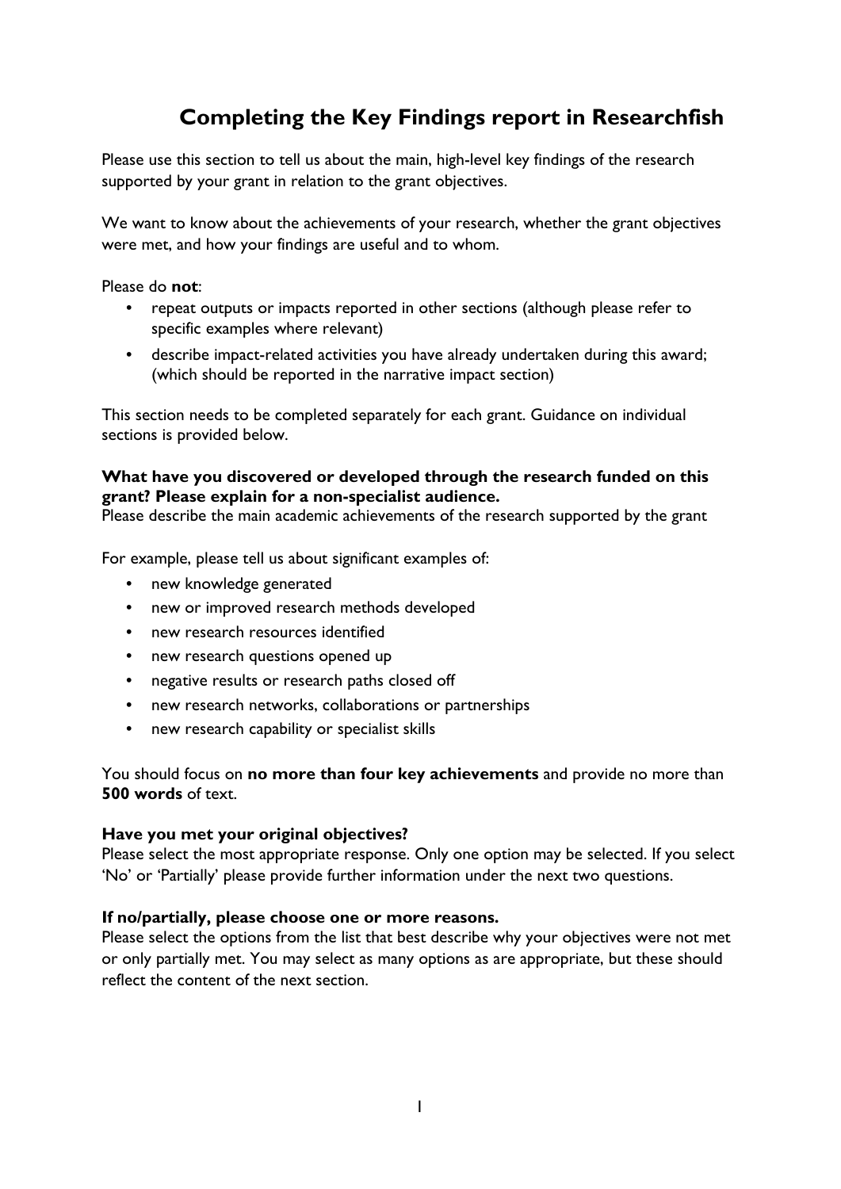# Completing the Key Findings report in Researchfish

Please use this section to tell us about the main, high-level key findings of the research supported by your grant in relation to the grant objectives.

We want to know about the achievements of your research, whether the grant objectives were met, and how your findings are useful and to whom.

Please do **not**:

- repeat outputs or impacts reported in other sections (although please refer to specific examples where relevant)
- describe impact-related activities you have already undertaken during this award; (which should be reported in the narrative impact section)

This section needs to be completed separately for each grant. Guidance on individual sections is provided below.

**What have you discovered or developed through the research funded on this grant? Please explain for a non-specialist audience.**
Please describe the main academic achievements of the research supported by the grant

For example, please tell us about significant examples of:

- new knowledge generated
- new or improved research methods developed
- new research resources identified
- new research questions opened up
- negative results or research paths closed off
- new research networks, collaborations or partnerships
- new research capability or specialist skills

You should focus on **no more than four key achievements** and provide no more than **500 words** of text.

**Have you met your original objectives?**
Please select the most appropriate response. Only one option may be selected. If you select 'No' or 'Partially' please provide further information under the next two questions.

**If no/partially, please choose one or more reasons.**
Please select the options from the list that best describe why your objectives were not met or only partially met. You may select as many options as are appropriate, but these should reflect the content of the next section.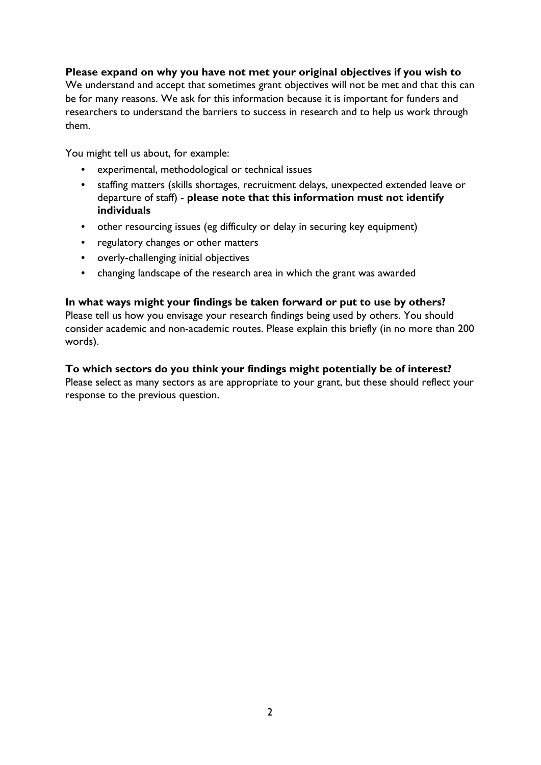**Please expand on why you have not met your original objectives if you wish to**

We understand and accept that sometimes grant objectives will not be met and that this can be for many reasons. We ask for this information because it is important for funders and researchers to understand the barriers to success in research and to help us work through them.

You might tell us about, for example:

- experimental, methodological or technical issues
- staffing matters (skills shortages, recruitment delays, unexpected extended leave or departure of staff) - **please note that this information must not identify individuals**
- other resourcing issues (eg difficulty or delay in securing key equipment)
- regulatory changes or other matters
- overly-challenging initial objectives
- changing landscape of the research area in which the grant was awarded

**In what ways might your findings be taken forward or put to use by others?**

Please tell us how you envisage your research findings being used by others. You should consider academic and non-academic routes. Please explain this briefly (in no more than 200 words).

**To which sectors do you think your findings might potentially be of interest?**

Please select as many sectors as are appropriate to your grant, but these should reflect your response to the previous question.